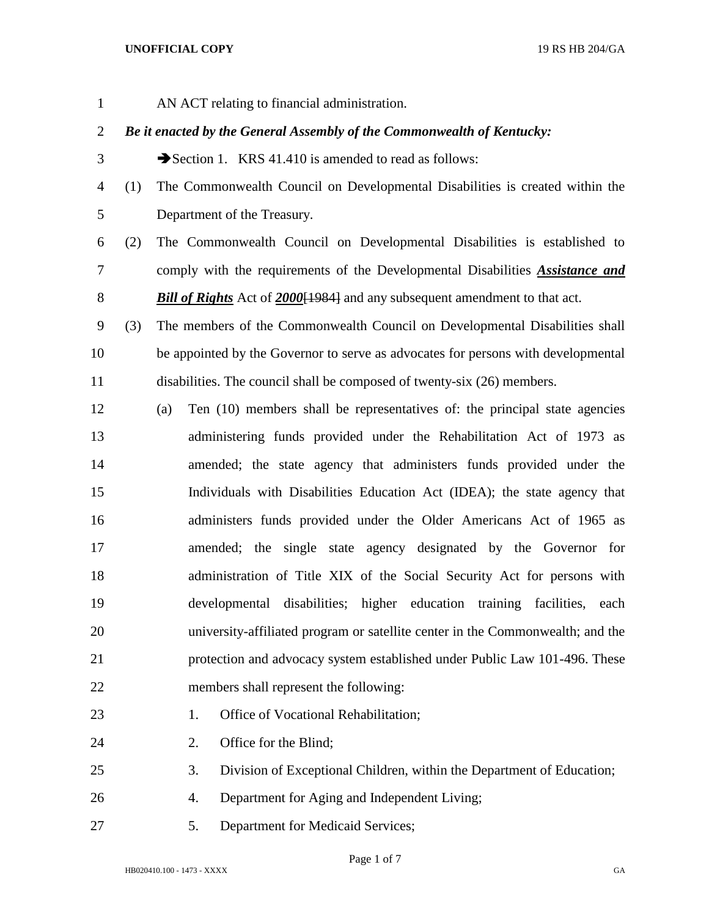AN ACT relating to financial administration.

***Be it enacted by the General Assembly of the Commonwealth of Kentucky:***

➔Section 1. KRS 41.410 is amended to read as follows:

(1) The Commonwealth Council on Developmental Disabilities is created within the Department of the Treasury.

(2) The Commonwealth Council on Developmental Disabilities is established to comply with the requirements of the Developmental Disabilities ***Assistance and Bill of Rights*** Act of ***2000***~~[1984]~~ and any subsequent amendment to that act.

(3) The members of the Commonwealth Council on Developmental Disabilities shall be appointed by the Governor to serve as advocates for persons with developmental disabilities. The council shall be composed of twenty-six (26) members.

   (a) Ten (10) members shall be representatives of: the principal state agencies administering funds provided under the Rehabilitation Act of 1973 as amended; the state agency that administers funds provided under the Individuals with Disabilities Education Act (IDEA); the state agency that administers funds provided under the Older Americans Act of 1965 as amended; the single state agency designated by the Governor for administration of Title XIX of the Social Security Act for persons with developmental disabilities; higher education training facilities, each university-affiliated program or satellite center in the Commonwealth; and the protection and advocacy system established under Public Law 101-496. These members shall represent the following:

      1. Office of Vocational Rehabilitation;

      2. Office for the Blind;

      3. Division of Exceptional Children, within the Department of Education;

      4. Department for Aging and Independent Living;

      5. Department for Medicaid Services;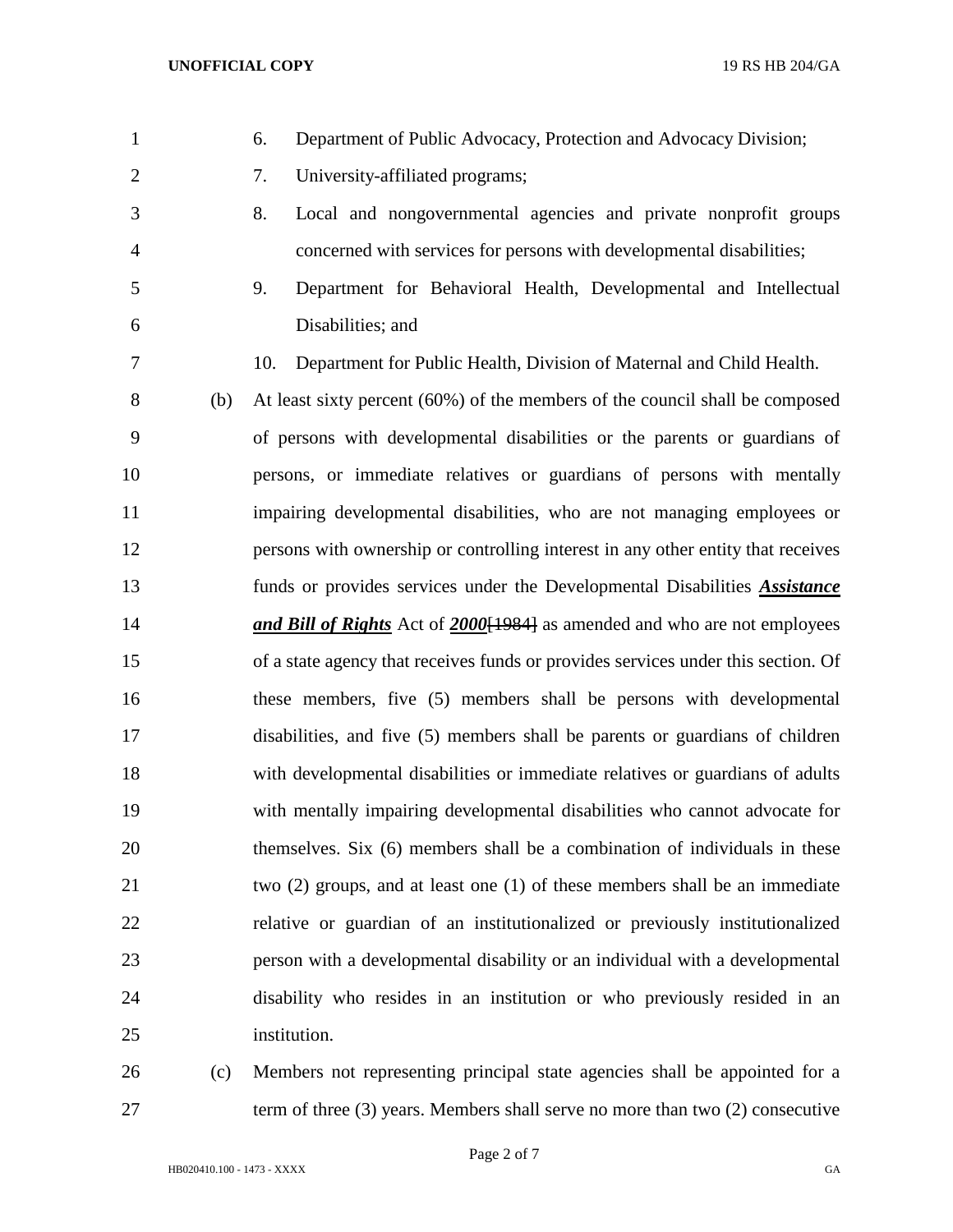6. Department of Public Advocacy, Protection and Advocacy Division;

7. University-affiliated programs;

8. Local and nongovernmental agencies and private nonprofit groups concerned with services for persons with developmental disabilities;

9. Department for Behavioral Health, Developmental and Intellectual Disabilities; and

10. Department for Public Health, Division of Maternal and Child Health.

(b) At least sixty percent (60%) of the members of the council shall be composed of persons with developmental disabilities or the parents or guardians of persons, or immediate relatives or guardians of persons with mentally impairing developmental disabilities, who are not managing employees or persons with ownership or controlling interest in any other entity that receives funds or provides services under the Developmental Disabilities ***Assistance and Bill of Rights*** Act of ***2000***~~[1984]~~ as amended and who are not employees of a state agency that receives funds or provides services under this section. Of these members, five (5) members shall be persons with developmental disabilities, and five (5) members shall be parents or guardians of children with developmental disabilities or immediate relatives or guardians of adults with mentally impairing developmental disabilities who cannot advocate for themselves. Six (6) members shall be a combination of individuals in these two (2) groups, and at least one (1) of these members shall be an immediate relative or guardian of an institutionalized or previously institutionalized person with a developmental disability or an individual with a developmental disability who resides in an institution or who previously resided in an institution.

(c) Members not representing principal state agencies shall be appointed for a term of three (3) years. Members shall serve no more than two (2) consecutive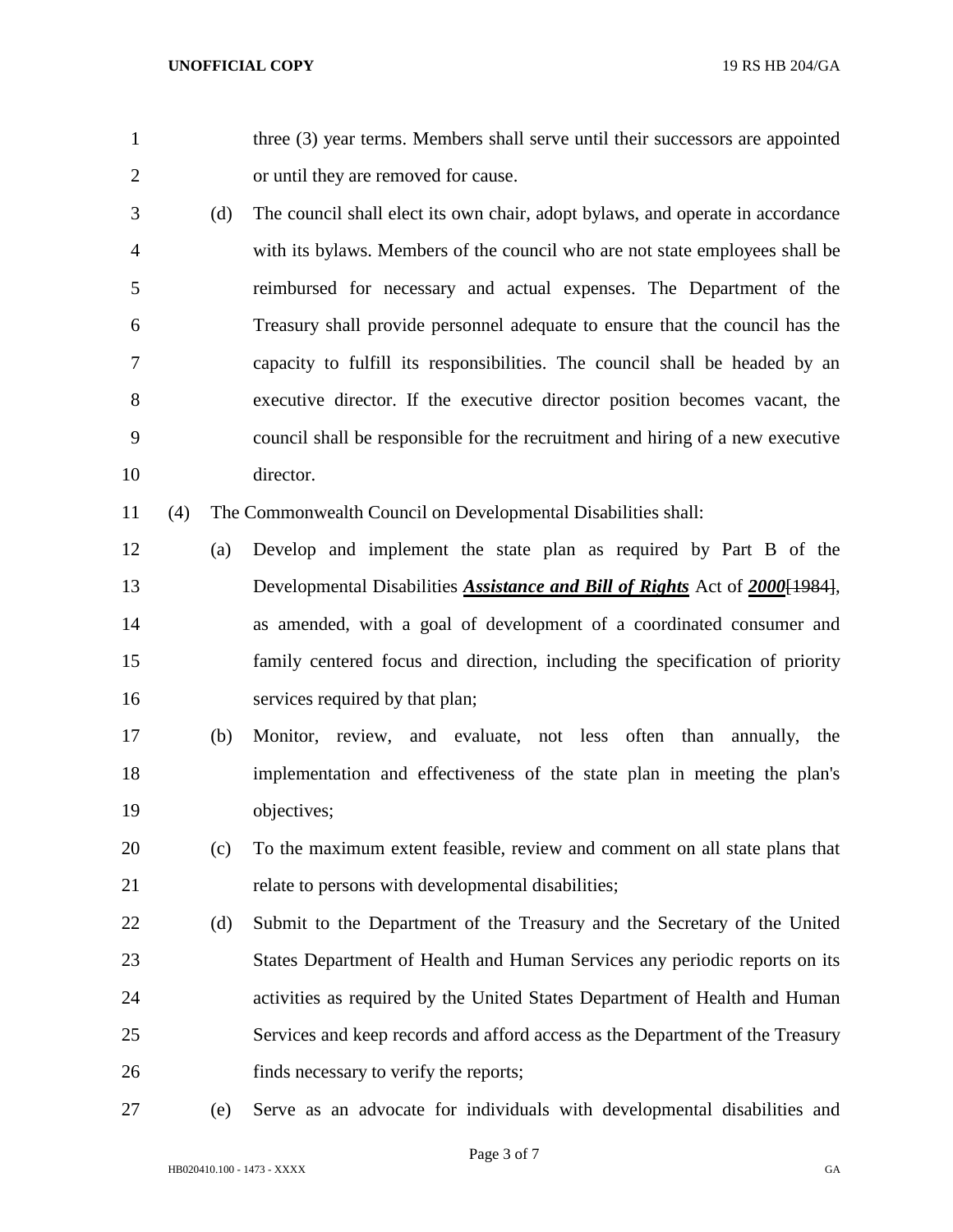three (3) year terms. Members shall serve until their successors are appointed or until they are removed for cause.

(d) The council shall elect its own chair, adopt bylaws, and operate in accordance with its bylaws. Members of the council who are not state employees shall be reimbursed for necessary and actual expenses. The Department of the Treasury shall provide personnel adequate to ensure that the council has the capacity to fulfill its responsibilities. The council shall be headed by an executive director. If the executive director position becomes vacant, the council shall be responsible for the recruitment and hiring of a new executive director.

(4) The Commonwealth Council on Developmental Disabilities shall:

(a) Develop and implement the state plan as required by Part B of the Developmental Disabilities ***Assistance and Bill of Rights*** Act of ***2000***~~[1984]~~, as amended, with a goal of development of a coordinated consumer and family centered focus and direction, including the specification of priority services required by that plan;

(b) Monitor, review, and evaluate, not less often than annually, the implementation and effectiveness of the state plan in meeting the plan's objectives;

(c) To the maximum extent feasible, review and comment on all state plans that relate to persons with developmental disabilities;

(d) Submit to the Department of the Treasury and the Secretary of the United States Department of Health and Human Services any periodic reports on its activities as required by the United States Department of Health and Human Services and keep records and afford access as the Department of the Treasury finds necessary to verify the reports;

(e) Serve as an advocate for individuals with developmental disabilities and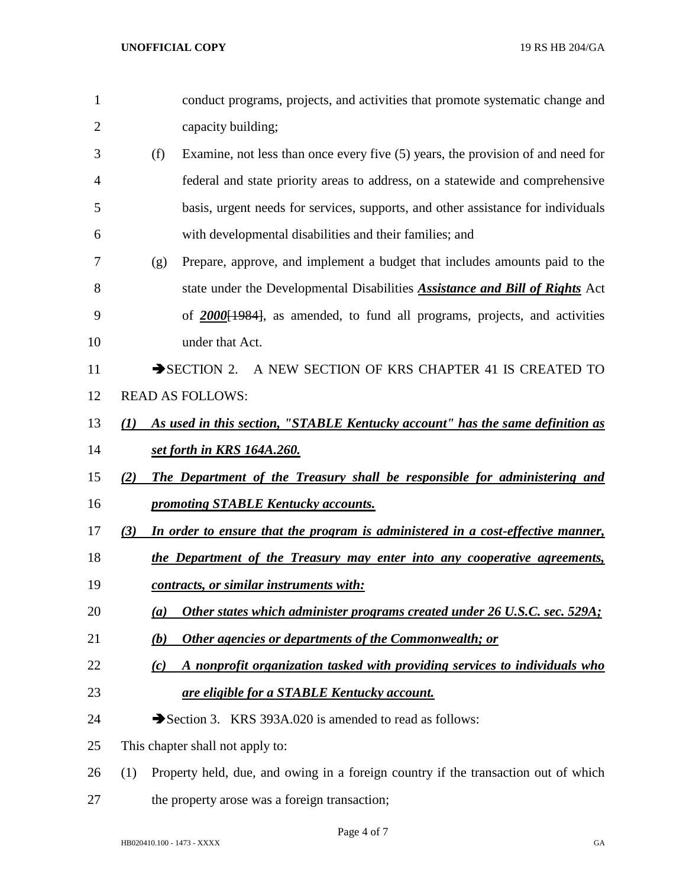conduct programs, projects, and activities that promote systematic change and capacity building;

(f) Examine, not less than once every five (5) years, the provision of and need for federal and state priority areas to address, on a statewide and comprehensive basis, urgent needs for services, supports, and other assistance for individuals with developmental disabilities and their families; and

(g) Prepare, approve, and implement a budget that includes amounts paid to the state under the Developmental Disabilities ***Assistance and Bill of Rights*** Act of ***2000***~~[1984]~~, as amended, to fund all programs, projects, and activities under that Act.

➔SECTION 2. A NEW SECTION OF KRS CHAPTER 41 IS CREATED TO READ AS FOLLOWS:

***(1) As used in this section, "STABLE Kentucky account" has the same definition as set forth in KRS 164A.260.***

***(2) The Department of the Treasury shall be responsible for administering and promoting STABLE Kentucky accounts.***

***(3) In order to ensure that the program is administered in a cost-effective manner, the Department of the Treasury may enter into any cooperative agreements, contracts, or similar instruments with:***

***(a) Other states which administer programs created under 26 U.S.C. sec. 529A;***

***(b) Other agencies or departments of the Commonwealth; or***

***(c) A nonprofit organization tasked with providing services to individuals who are eligible for a STABLE Kentucky account.***

➔Section 3. KRS 393A.020 is amended to read as follows:

This chapter shall not apply to:

(1) Property held, due, and owing in a foreign country if the transaction out of which the property arose was a foreign transaction;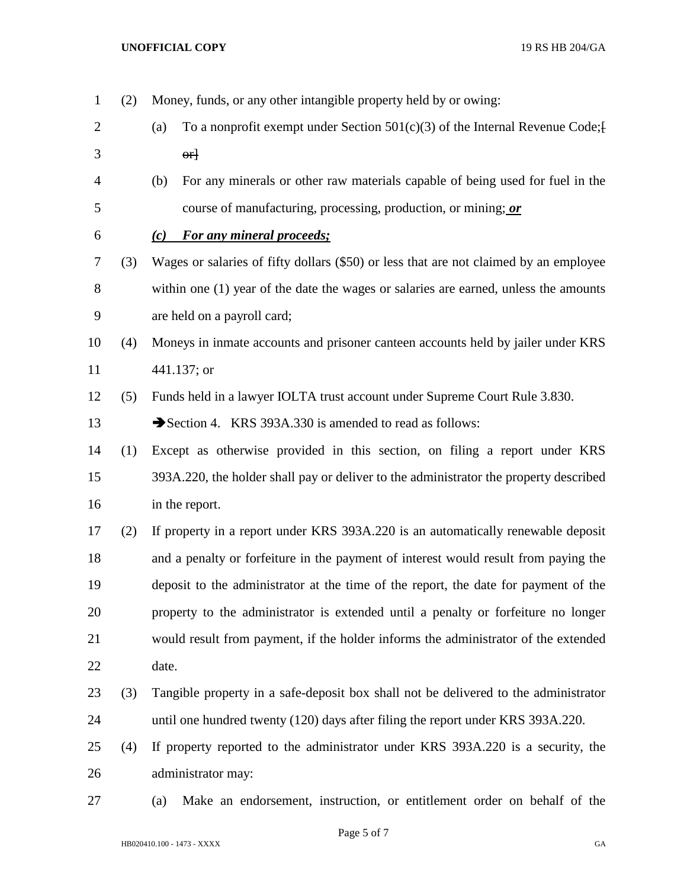(2) Money, funds, or any other intangible property held by or owing:

(a) To a nonprofit exempt under Section 501(c)(3) of the Internal Revenue Code;[ ~~or~~]

(b) For any minerals or other raw materials capable of being used for fuel in the course of manufacturing, processing, production, or mining; ***or***

***(c) For any mineral proceeds;***

(3) Wages or salaries of fifty dollars ($50) or less that are not claimed by an employee within one (1) year of the date the wages or salaries are earned, unless the amounts are held on a payroll card;

(4) Moneys in inmate accounts and prisoner canteen accounts held by jailer under KRS 441.137; or

(5) Funds held in a lawyer IOLTA trust account under Supreme Court Rule 3.830.

➔Section 4. KRS 393A.330 is amended to read as follows:

(1) Except as otherwise provided in this section, on filing a report under KRS 393A.220, the holder shall pay or deliver to the administrator the property described in the report.

(2) If property in a report under KRS 393A.220 is an automatically renewable deposit and a penalty or forfeiture in the payment of interest would result from paying the deposit to the administrator at the time of the report, the date for payment of the property to the administrator is extended until a penalty or forfeiture no longer would result from payment, if the holder informs the administrator of the extended date.

(3) Tangible property in a safe-deposit box shall not be delivered to the administrator until one hundred twenty (120) days after filing the report under KRS 393A.220.

(4) If property reported to the administrator under KRS 393A.220 is a security, the administrator may:

(a) Make an endorsement, instruction, or entitlement order on behalf of the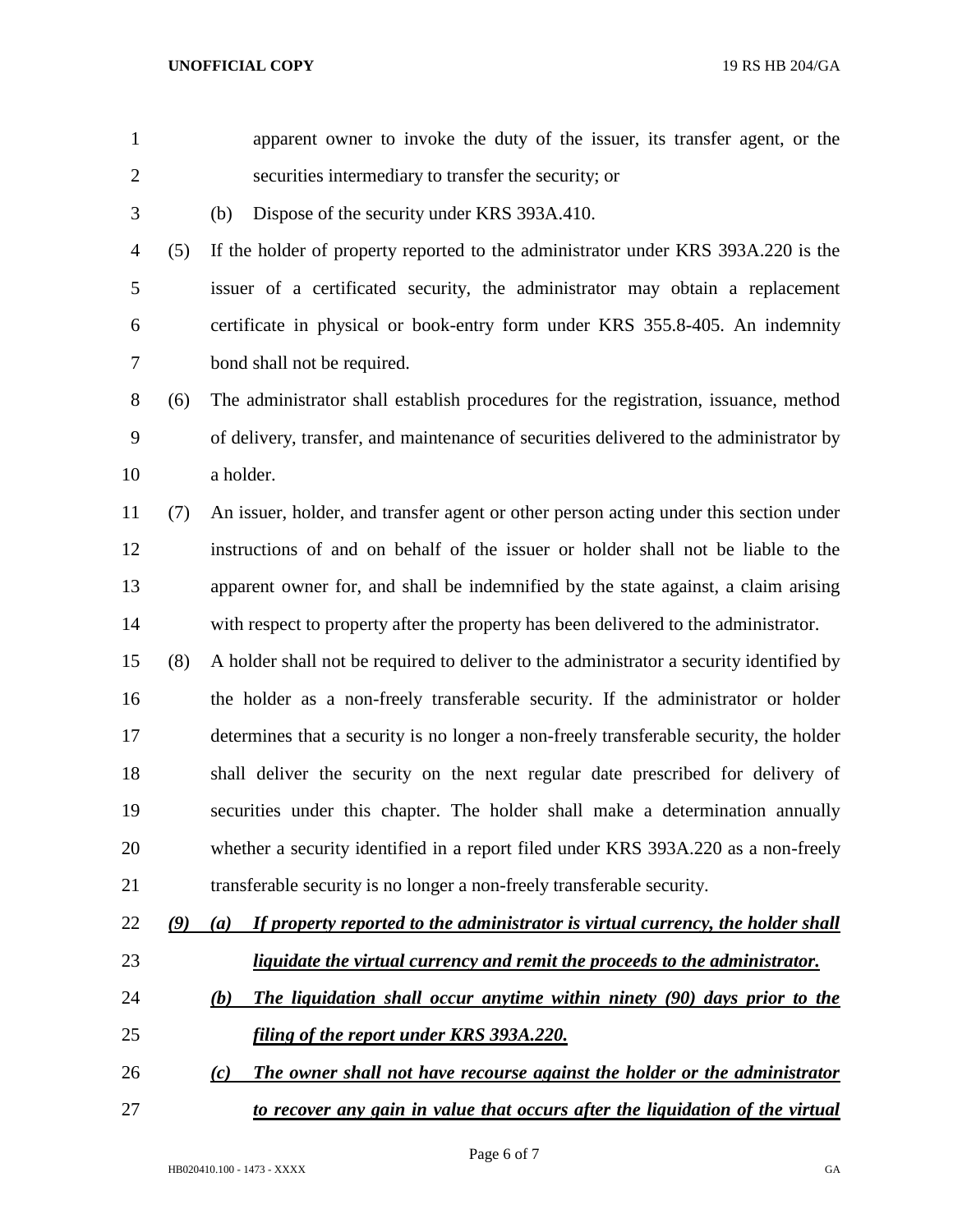apparent owner to invoke the duty of the issuer, its transfer agent, or the securities intermediary to transfer the security; or

(b) Dispose of the security under KRS 393A.410.

(5) If the holder of property reported to the administrator under KRS 393A.220 is the issuer of a certificated security, the administrator may obtain a replacement certificate in physical or book-entry form under KRS 355.8-405. An indemnity bond shall not be required.

(6) The administrator shall establish procedures for the registration, issuance, method of delivery, transfer, and maintenance of securities delivered to the administrator by a holder.

(7) An issuer, holder, and transfer agent or other person acting under this section under instructions of and on behalf of the issuer or holder shall not be liable to the apparent owner for, and shall be indemnified by the state against, a claim arising with respect to property after the property has been delivered to the administrator.

(8) A holder shall not be required to deliver to the administrator a security identified by the holder as a non-freely transferable security. If the administrator or holder determines that a security is no longer a non-freely transferable security, the holder shall deliver the security on the next regular date prescribed for delivery of securities under this chapter. The holder shall make a determination annually whether a security identified in a report filed under KRS 393A.220 as a non-freely transferable security is no longer a non-freely transferable security.

***(9) (a) If property reported to the administrator is virtual currency, the holder shall liquidate the virtual currency and remit the proceeds to the administrator.***

***(b) The liquidation shall occur anytime within ninety (90) days prior to the filing of the report under KRS 393A.220.***

***(c) The owner shall not have recourse against the holder or the administrator to recover any gain in value that occurs after the liquidation of the virtual***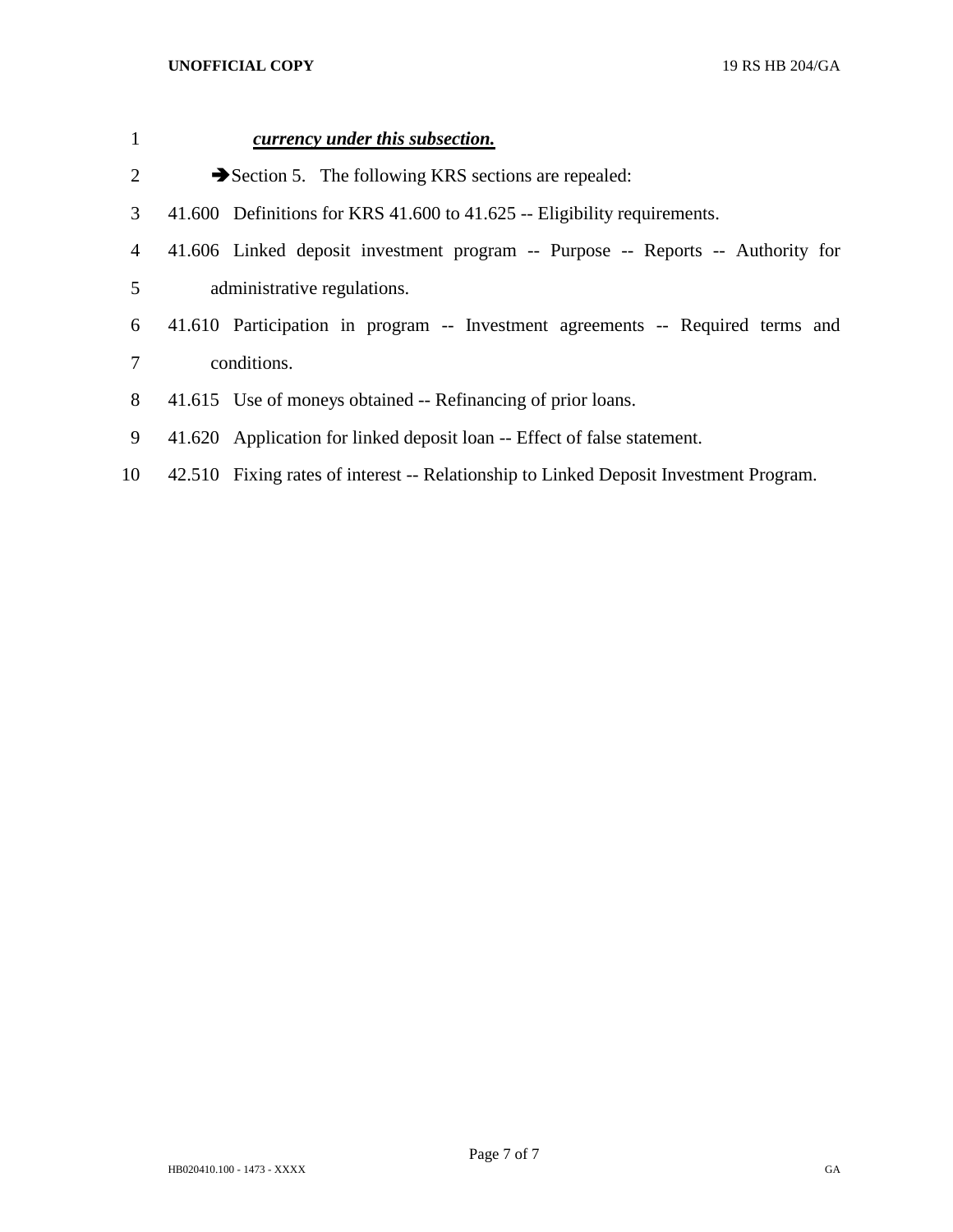***currency under this subsection.***

➔Section 5. The following KRS sections are repealed:

41.600 Definitions for KRS 41.600 to 41.625 -- Eligibility requirements.

41.606 Linked deposit investment program -- Purpose -- Reports -- Authority for administrative regulations.

41.610 Participation in program -- Investment agreements -- Required terms and conditions.

41.615 Use of moneys obtained -- Refinancing of prior loans.

41.620 Application for linked deposit loan -- Effect of false statement.

42.510 Fixing rates of interest -- Relationship to Linked Deposit Investment Program.